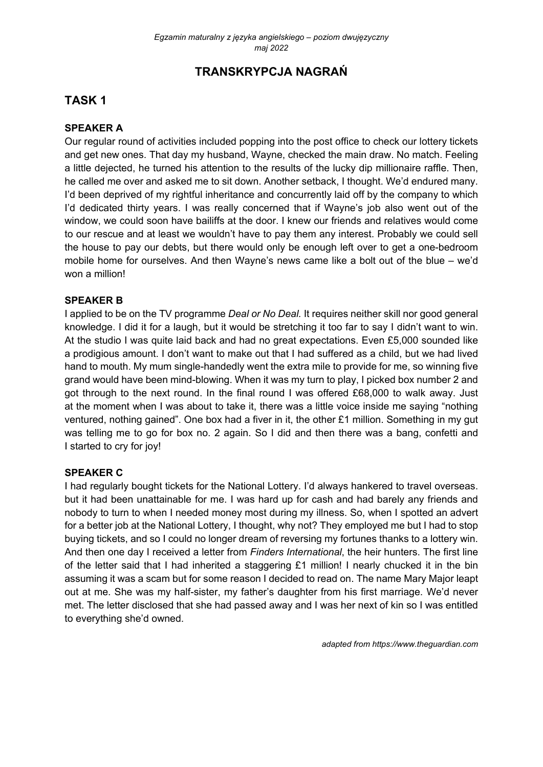# TRANSKRYPCJA NAGRAŃ

## TASK 1

### SPEAKER A

Our regular round of activities included popping into the post office to check our lottery tickets and get new ones. That day my husband, Wayne, checked the main draw. No match. Feeling a little dejected, he turned his attention to the results of the lucky dip millionaire raffle. Then, he called me over and asked me to sit down. Another setback, I thought. We'd endured many. I'd been deprived of my rightful inheritance and concurrently laid off by the company to which I'd dedicated thirty years. I was really concerned that if Wayne's job also went out of the window, we could soon have bailiffs at the door. I knew our friends and relatives would come to our rescue and at least we wouldn't have to pay them any interest. Probably we could sell the house to pay our debts, but there would only be enough left over to get a one-bedroom mobile home for ourselves. And then Wayne's news came like a bolt out of the blue – we'd won a million!

### SPEAKER B

I applied to be on the TV programme *Deal or No Deal.* It requires neither skill nor good general knowledge. I did it for a laugh, but it would be stretching it too far to say I didn't want to win. At the studio I was quite laid back and had no great expectations. Even £5,000 sounded like a prodigious amount. I don't want to make out that I had suffered as a child, but we had lived hand to mouth. My mum single-handedly went the extra mile to provide for me, so winning five grand would have been mind-blowing. When it was my turn to play, I picked box number 2 and got through to the next round. In the final round I was offered £68,000 to walk away. Just at the moment when I was about to take it, there was a little voice inside me saying "nothing ventured, nothing gained". One box had a fiver in it, the other £1 million. Something in my gut was telling me to go for box no. 2 again. So I did and then there was a bang, confetti and I started to cry for joy!

### SPEAKER C

I had regularly bought tickets for the National Lottery. I'd always hankered to travel overseas. but it had been unattainable for me. I was hard up for cash and had barely any friends and nobody to turn to when I needed money most during my illness. So, when I spotted an advert for a better job at the National Lottery, I thought, why not? They employed me but I had to stop buying tickets, and so I could no longer dream of reversing my fortunes thanks to a lottery win. And then one day I received a letter from *Finders International*, the heir hunters. The first line of the letter said that I had inherited a staggering £1 million! I nearly chucked it in the bin assuming it was a scam but for some reason I decided to read on. The name Mary Major leapt out at me. She was my half-sister, my father's daughter from his first marriage. We'd never met. The letter disclosed that she had passed away and I was her next of kin so I was entitled to everything she'd owned.

*adapted from https://www.theguardian.com*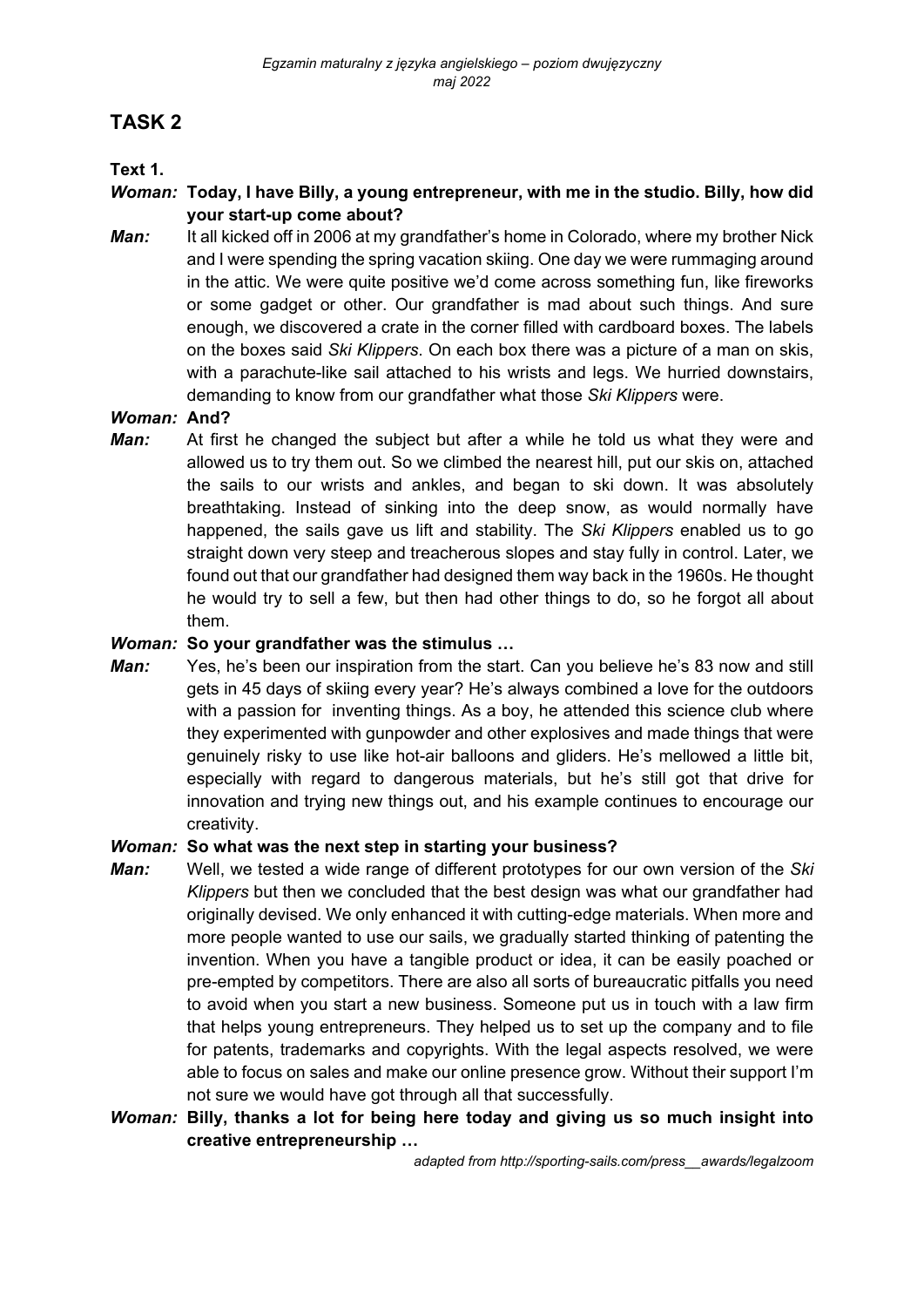# TASK 2

**Text 1.**

***Woman:*** **Today, I have Billy, a young entrepreneur, with me in the studio. Billy, how did your start-up come about?**

***Man:*** It all kicked off in 2006 at my grandfather's home in Colorado, where my brother Nick and I were spending the spring vacation skiing. One day we were rummaging around in the attic. We were quite positive we'd come across something fun, like fireworks or some gadget or other. Our grandfather is mad about such things. And sure enough, we discovered a crate in the corner filled with cardboard boxes. The labels on the boxes said *Ski Klippers*. On each box there was a picture of a man on skis, with a parachute-like sail attached to his wrists and legs. We hurried downstairs, demanding to know from our grandfather what those *Ski Klippers* were.

***Woman:*** **And?**

***Man:*** At first he changed the subject but after a while he told us what they were and allowed us to try them out. So we climbed the nearest hill, put our skis on, attached the sails to our wrists and ankles, and began to ski down. It was absolutely breathtaking. Instead of sinking into the deep snow, as would normally have happened, the sails gave us lift and stability. The *Ski Klippers* enabled us to go straight down very steep and treacherous slopes and stay fully in control. Later, we found out that our grandfather had designed them way back in the 1960s. He thought he would try to sell a few, but then had other things to do, so he forgot all about them.

***Woman:*** **So your grandfather was the stimulus …**

***Man:*** Yes, he's been our inspiration from the start. Can you believe he's 83 now and still gets in 45 days of skiing every year? He's always combined a love for the outdoors with a passion for inventing things. As a boy, he attended this science club where they experimented with gunpowder and other explosives and made things that were genuinely risky to use like hot-air balloons and gliders. He's mellowed a little bit, especially with regard to dangerous materials, but he's still got that drive for innovation and trying new things out, and his example continues to encourage our creativity.

***Woman:*** **So what was the next step in starting your business?**

***Man:*** Well, we tested a wide range of different prototypes for our own version of the *Ski Klippers* but then we concluded that the best design was what our grandfather had originally devised. We only enhanced it with cutting-edge materials. When more and more people wanted to use our sails, we gradually started thinking of patenting the invention. When you have a tangible product or idea, it can be easily poached or pre-empted by competitors. There are also all sorts of bureaucratic pitfalls you need to avoid when you start a new business. Someone put us in touch with a law firm that helps young entrepreneurs. They helped us to set up the company and to file for patents, trademarks and copyrights. With the legal aspects resolved, we were able to focus on sales and make our online presence grow. Without their support I'm not sure we would have got through all that successfully.

***Woman:*** **Billy, thanks a lot for being here today and giving us so much insight into creative entrepreneurship …**

*adapted from http://sporting-sails.com/press__awards/legalzoom*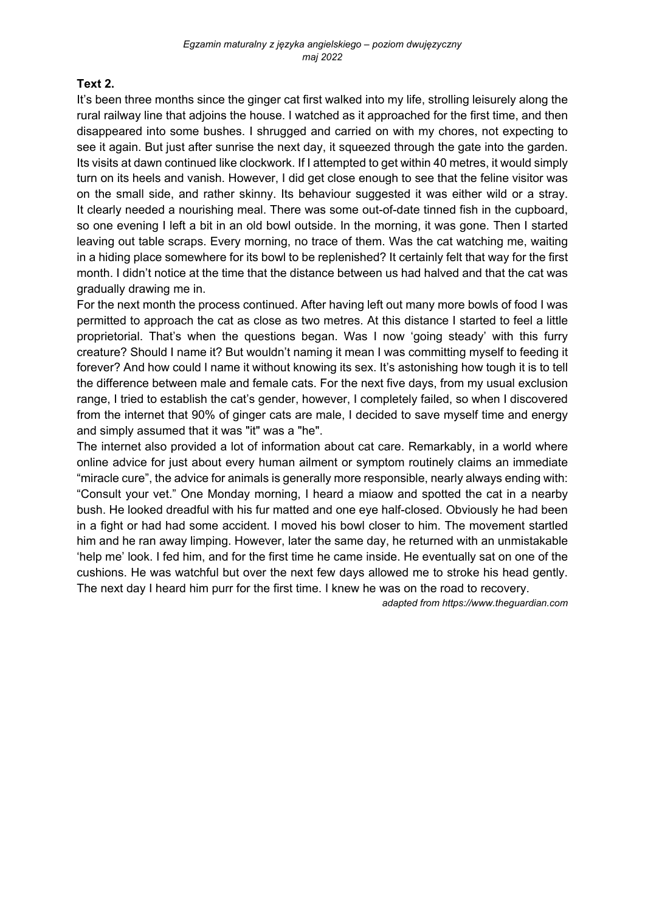**Text 2.**

It's been three months since the ginger cat first walked into my life, strolling leisurely along the rural railway line that adjoins the house. I watched as it approached for the first time, and then disappeared into some bushes. I shrugged and carried on with my chores, not expecting to see it again. But just after sunrise the next day, it squeezed through the gate into the garden. Its visits at dawn continued like clockwork. If I attempted to get within 40 metres, it would simply turn on its heels and vanish. However, I did get close enough to see that the feline visitor was on the small side, and rather skinny. Its behaviour suggested it was either wild or a stray. It clearly needed a nourishing meal. There was some out-of-date tinned fish in the cupboard, so one evening I left a bit in an old bowl outside. In the morning, it was gone. Then I started leaving out table scraps. Every morning, no trace of them. Was the cat watching me, waiting in a hiding place somewhere for its bowl to be replenished? It certainly felt that way for the first month. I didn't notice at the time that the distance between us had halved and that the cat was gradually drawing me in.

For the next month the process continued. After having left out many more bowls of food I was permitted to approach the cat as close as two metres. At this distance I started to feel a little proprietorial. That's when the questions began. Was I now 'going steady' with this furry creature? Should I name it? But wouldn't naming it mean I was committing myself to feeding it forever? And how could I name it without knowing its sex. It's astonishing how tough it is to tell the difference between male and female cats. For the next five days, from my usual exclusion range, I tried to establish the cat's gender, however, I completely failed, so when I discovered from the internet that 90% of ginger cats are male, I decided to save myself time and energy and simply assumed that it was "it" was a "he".

The internet also provided a lot of information about cat care. Remarkably, in a world where online advice for just about every human ailment or symptom routinely claims an immediate "miracle cure", the advice for animals is generally more responsible, nearly always ending with: "Consult your vet." One Monday morning, I heard a miaow and spotted the cat in a nearby bush. He looked dreadful with his fur matted and one eye half-closed. Obviously he had been in a fight or had had some accident. I moved his bowl closer to him. The movement startled him and he ran away limping. However, later the same day, he returned with an unmistakable 'help me' look. I fed him, and for the first time he came inside. He eventually sat on one of the cushions. He was watchful but over the next few days allowed me to stroke his head gently. The next day I heard him purr for the first time. I knew he was on the road to recovery.

*adapted from https://www.theguardian.com*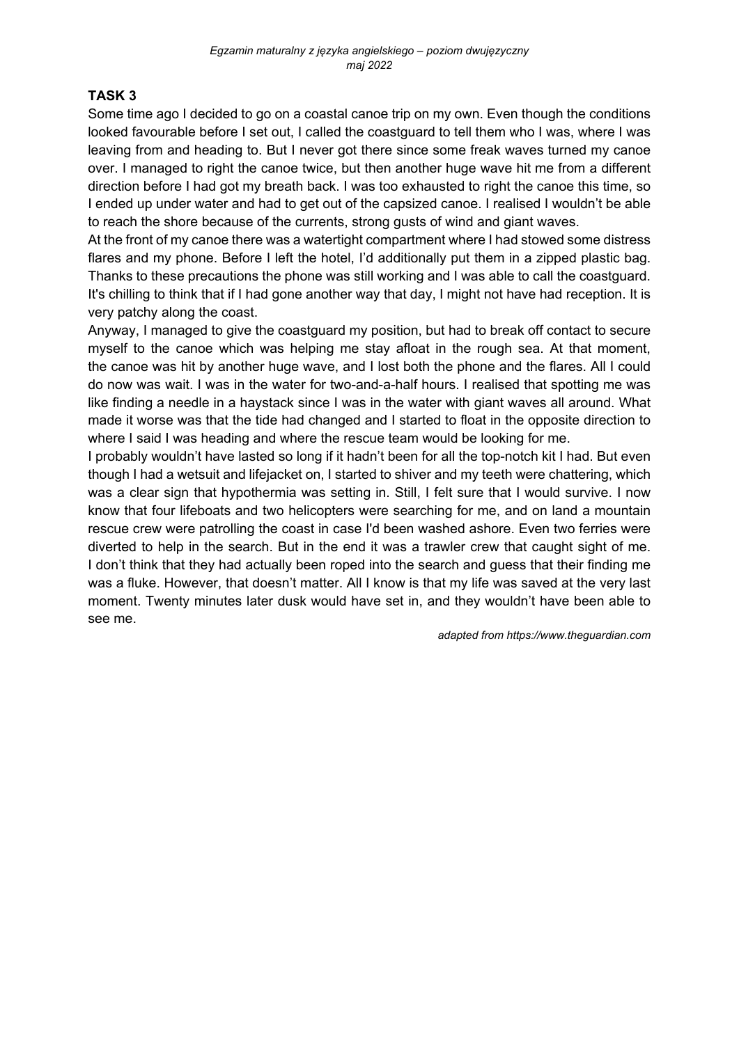## TASK 3

Some time ago I decided to go on a coastal canoe trip on my own. Even though the conditions looked favourable before I set out, I called the coastguard to tell them who I was, where I was leaving from and heading to. But I never got there since some freak waves turned my canoe over. I managed to right the canoe twice, but then another huge wave hit me from a different direction before I had got my breath back. I was too exhausted to right the canoe this time, so I ended up under water and had to get out of the capsized canoe. I realised I wouldn't be able to reach the shore because of the currents, strong gusts of wind and giant waves.

At the front of my canoe there was a watertight compartment where I had stowed some distress flares and my phone. Before I left the hotel, I'd additionally put them in a zipped plastic bag. Thanks to these precautions the phone was still working and I was able to call the coastguard. It's chilling to think that if I had gone another way that day, I might not have had reception. It is very patchy along the coast.

Anyway, I managed to give the coastguard my position, but had to break off contact to secure myself to the canoe which was helping me stay afloat in the rough sea. At that moment, the canoe was hit by another huge wave, and I lost both the phone and the flares. All I could do now was wait. I was in the water for two-and-a-half hours. I realised that spotting me was like finding a needle in a haystack since I was in the water with giant waves all around. What made it worse was that the tide had changed and I started to float in the opposite direction to where I said I was heading and where the rescue team would be looking for me.

I probably wouldn't have lasted so long if it hadn't been for all the top-notch kit I had. But even though I had a wetsuit and lifejacket on, I started to shiver and my teeth were chattering, which was a clear sign that hypothermia was setting in. Still, I felt sure that I would survive. I now know that four lifeboats and two helicopters were searching for me, and on land a mountain rescue crew were patrolling the coast in case I'd been washed ashore. Even two ferries were diverted to help in the search. But in the end it was a trawler crew that caught sight of me. I don't think that they had actually been roped into the search and guess that their finding me was a fluke. However, that doesn't matter. All I know is that my life was saved at the very last moment. Twenty minutes later dusk would have set in, and they wouldn't have been able to see me.

*adapted from https://www.theguardian.com*